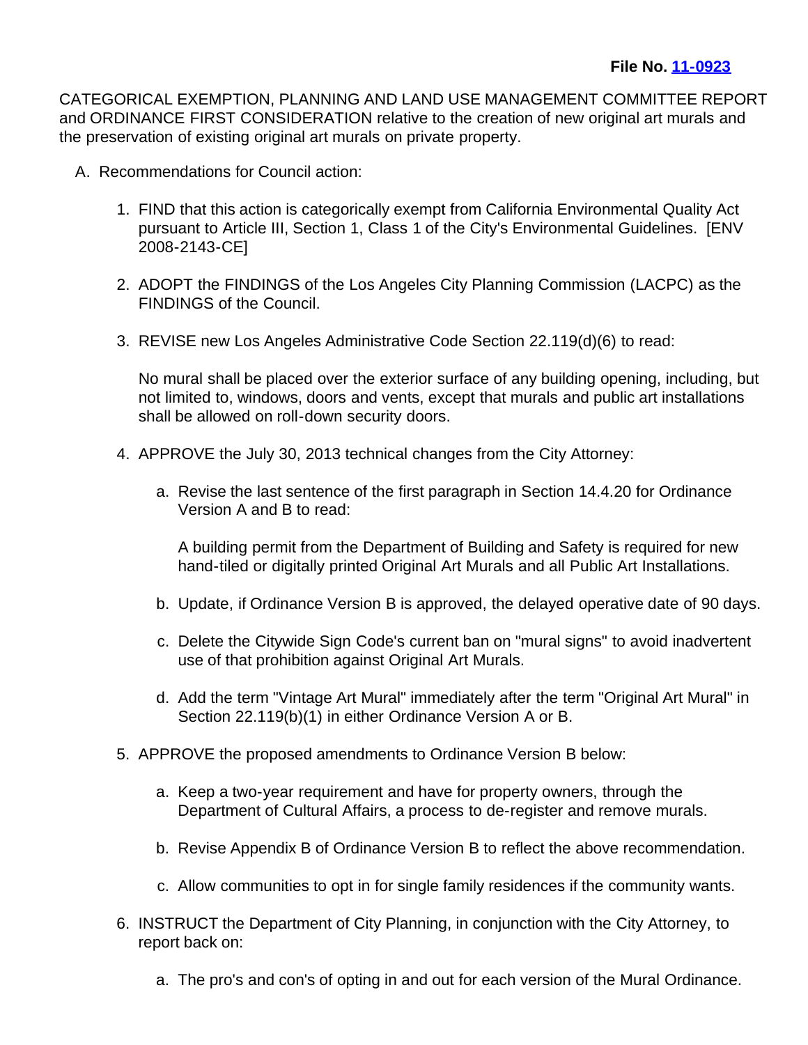**File No. [11-0923]**

CATEGORICAL EXEMPTION, PLANNING AND LAND USE MANAGEMENT COMMITTEE REPORT and ORDINANCE FIRST CONSIDERATION relative to the creation of new original art murals and the preservation of existing original art murals on private property.

A. Recommendations for Council action:

1. FIND that this action is categorically exempt from California Environmental Quality Act pursuant to Article III, Section 1, Class 1 of the City's Environmental Guidelines. [ENV 2008-2143-CE]

2. ADOPT the FINDINGS of the Los Angeles City Planning Commission (LACPC) as the FINDINGS of the Council.

3. REVISE new Los Angeles Administrative Code Section 22.119(d)(6) to read:

   No mural shall be placed over the exterior surface of any building opening, including, but not limited to, windows, doors and vents, except that murals and public art installations shall be allowed on roll-down security doors.

4. APPROVE the July 30, 2013 technical changes from the City Attorney:

   a. Revise the last sentence of the first paragraph in Section 14.4.20 for Ordinance Version A and B to read:

      A building permit from the Department of Building and Safety is required for new hand-tiled or digitally printed Original Art Murals and all Public Art Installations.

   b. Update, if Ordinance Version B is approved, the delayed operative date of 90 days.

   c. Delete the Citywide Sign Code's current ban on "mural signs" to avoid inadvertent use of that prohibition against Original Art Murals.

   d. Add the term "Vintage Art Mural" immediately after the term "Original Art Mural" in Section 22.119(b)(1) in either Ordinance Version A or B.

5. APPROVE the proposed amendments to Ordinance Version B below:

   a. Keep a two-year requirement and have for property owners, through the Department of Cultural Affairs, a process to de-register and remove murals.

   b. Revise Appendix B of Ordinance Version B to reflect the above recommendation.

   c. Allow communities to opt in for single family residences if the community wants.

6. INSTRUCT the Department of City Planning, in conjunction with the City Attorney, to report back on:

   a. The pro's and con's of opting in and out for each version of the Mural Ordinance.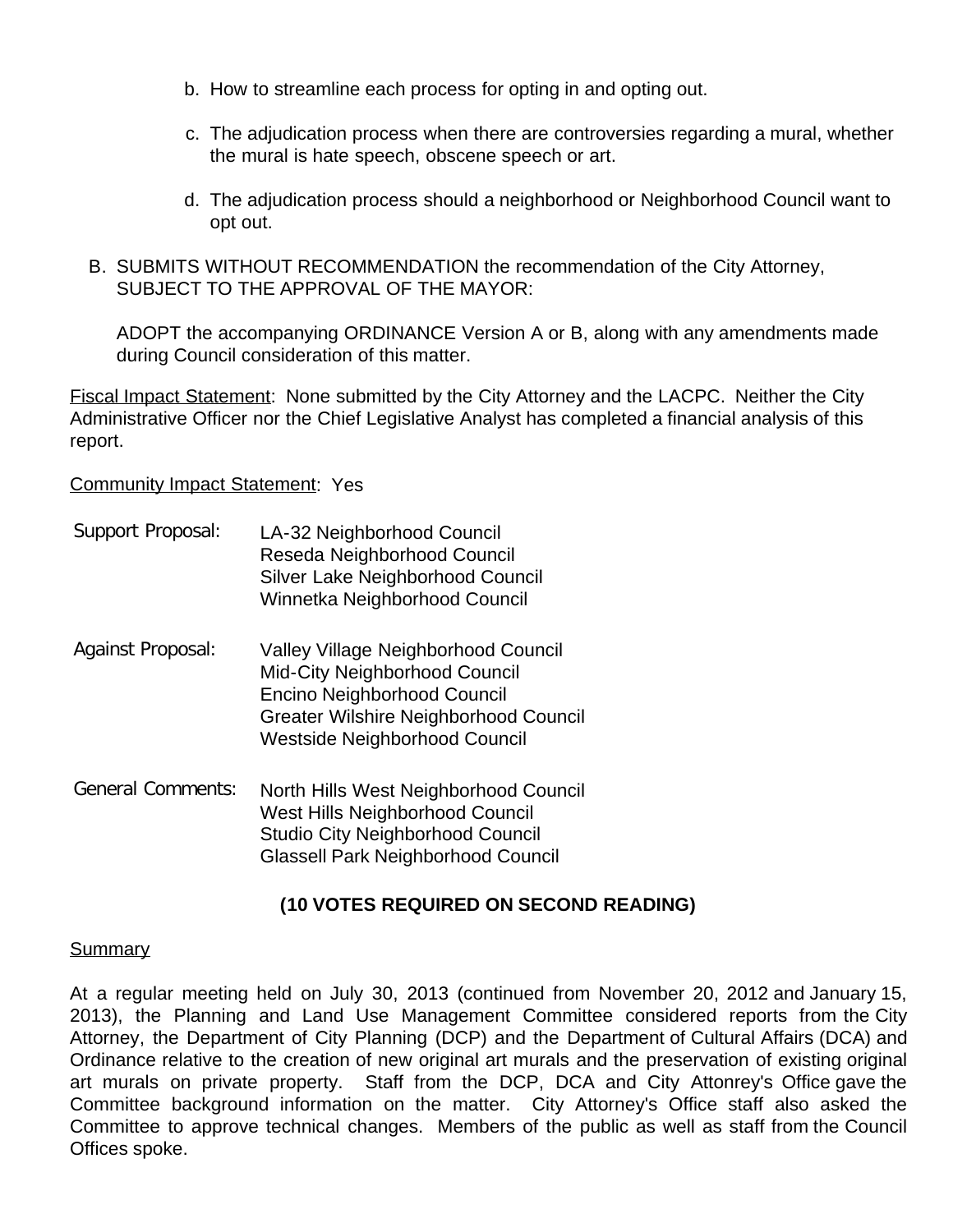b. How to streamline each process for opting in and opting out.

c. The adjudication process when there are controversies regarding a mural, whether the mural is hate speech, obscene speech or art.

d. The adjudication process should a neighborhood or Neighborhood Council want to opt out.

B. SUBMITS WITHOUT RECOMMENDATION the recommendation of the City Attorney, SUBJECT TO THE APPROVAL OF THE MAYOR:

ADOPT the accompanying ORDINANCE Version A or B, along with any amendments made during Council consideration of this matter.

Fiscal Impact Statement: None submitted by the City Attorney and the LACPC. Neither the City Administrative Officer nor the Chief Legislative Analyst has completed a financial analysis of this report.

Community Impact Statement: Yes

Support Proposal:
- LA-32 Neighborhood Council
- Reseda Neighborhood Council
- Silver Lake Neighborhood Council
- Winnetka Neighborhood Council

Against Proposal:
- Valley Village Neighborhood Council
- Mid-City Neighborhood Council
- Encino Neighborhood Council
- Greater Wilshire Neighborhood Council
- Westside Neighborhood Council

General Comments:
- North Hills West Neighborhood Council
- West Hills Neighborhood Council
- Studio City Neighborhood Council
- Glassell Park Neighborhood Council

**(10 VOTES REQUIRED ON SECOND READING)**

Summary

At a regular meeting held on July 30, 2013 (continued from November 20, 2012 and January 15, 2013), the Planning and Land Use Management Committee considered reports from the City Attorney, the Department of City Planning (DCP) and the Department of Cultural Affairs (DCA) and Ordinance relative to the creation of new original art murals and the preservation of existing original art murals on private property. Staff from the DCP, DCA and City Attonrey's Office gave the Committee background information on the matter. City Attorney's Office staff also asked the Committee to approve technical changes. Members of the public as well as staff from the Council Offices spoke.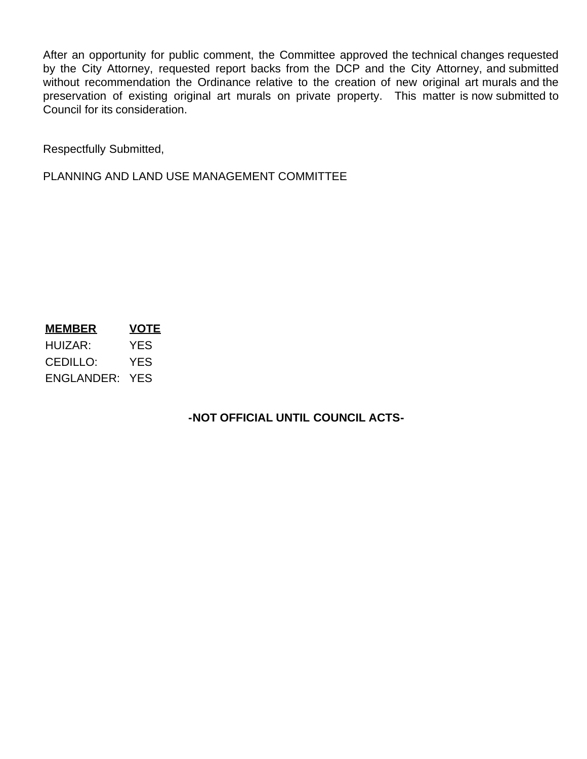After an opportunity for public comment, the Committee approved the technical changes requested by the City Attorney, requested report backs from the DCP and the City Attorney, and submitted without recommendation the Ordinance relative to the creation of new original art murals and the preservation of existing original art murals on private property. This matter is now submitted to Council for its consideration.

Respectfully Submitted,

PLANNING AND LAND USE MANAGEMENT COMMITTEE

| MEMBER | VOTE |
|---|---|
| HUIZAR: | YES |
| CEDILLO: | YES |
| ENGLANDER: | YES |

**-NOT OFFICIAL UNTIL COUNCIL ACTS-**